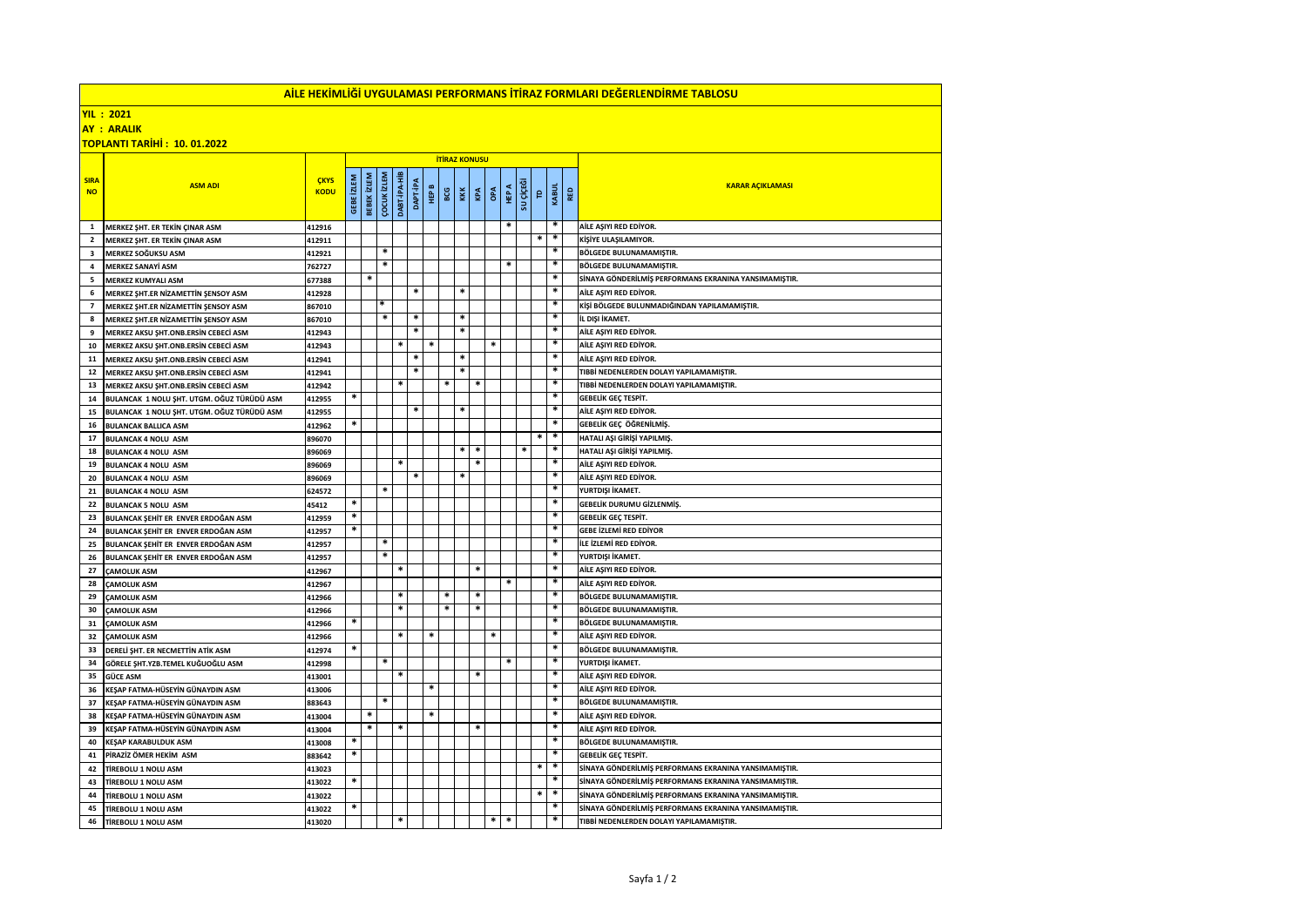# AİLE HEKİMLİĞİ UYGULAMASI PERFORMANS İTİRAZ FORMLARI DEĞERLENDİRME TABLOSU

**YIL : 2021**

**AY : ARALIK**

**TOPLANTI TARİHİ : 10. 01.2022**

| SIRA NO | ASM ADI | ÇKYS KODU | İTİRAZ KONUSU | | | | | | | | | | | | | | | KARAR AÇIKLAMASI |
|---|---|---|---|---|---|---|---|---|---|---|---|---|---|---|---|---|---|---|
| | | | GEBE İZLEM | BEBEK İZLEM | ÇOCUK İZLEM | DABT-İPA-HİB | DAPT-İPA | HEP B | BCG | KKK | KPA | OPA | HEP A | SU ÇİÇEĞİ | TD | KABUL | RED | |
| 1 | MERKEZ ŞHT. ER TEKİN ÇINAR ASM | 412916 | | | | | | | | | | | * | | | * | | AİLE AŞIYI RED EDİYOR. |
| 2 | MERKEZ ŞHT. ER TEKİN ÇINAR ASM | 412911 | | | | | | | | | | | | | * | * | | KİŞİYE ULAŞILAMIYOR. |
| 3 | MERKEZ SOĞUKSU ASM | 412921 | | | * | | | | | | | | | | | * | | BÖLGEDE BULUNAMAMIŞTIR. |
| 4 | MERKEZ SANAYİ ASM | 762727 | | | * | | | | | | | | * | | | * | | BÖLGEDE BULUNAMAMIŞTIR. |
| 5 | MERKEZ KUMYALI ASM | 677388 | | * | | | | | | | | | | | | * | | SİNAYA GÖNDERİLMİŞ PERFORMANS EKRANINA YANSIMAMIŞTIR. |
| 6 | MERKEZ ŞHT.ER NİZAMETTİN ŞENSOY ASM | 412928 | | | | | * | | | * | | | | | | * | | AİLE AŞIYI RED EDİYOR. |
| 7 | MERKEZ ŞHT.ER NİZAMETTİN ŞENSOY ASM | 867010 | | | * | | | | | | | | | | | * | | KİŞİ BÖLGEDE BULUNMADIĞINDAN YAPILAMAMIŞTIR. |
| 8 | MERKEZ ŞHT.ER NİZAMETTİN ŞENSOY ASM | 867010 | | | * | | * | | | * | | | | | | * | | İL DIŞI İKAMET. |
| 9 | MERKEZ AKSU ŞHT.ONB.ERSİN CEBECİ ASM | 412943 | | | | | * | | | * | | | | | | * | | AİLE AŞIYI RED EDİYOR. |
| 10 | MERKEZ AKSU ŞHT.ONB.ERSİN CEBECİ ASM | 412943 | | | | * | | * | | | | * | | | | * | | AİLE AŞIYI RED EDİYOR. |
| 11 | MERKEZ AKSU ŞHT.ONB.ERSİN CEBECİ ASM | 412941 | | | | | * | | | * | | | | | | * | | AİLE AŞIYI RED EDİYOR. |
| 12 | MERKEZ AKSU ŞHT.ONB.ERSİN CEBECİ ASM | 412941 | | | | | * | | | * | | | | | | * | | TIBBİ NEDENLERDEN DOLAYI YAPILAMAMIŞTIR. |
| 13 | MERKEZ AKSU ŞHT.ONB.ERSİN CEBECİ ASM | 412942 | | | | * | | | * | | * | | | | | * | | TIBBİ NEDENLERDEN DOLAYI YAPILAMAMIŞTIR. |
| 14 | BULANCAK 1 NOLU ŞHT. UTGM. OĞUZ TÜRÜDÜ ASM | 412955 | * | | | | | | | | | | | | | * | | GEBELİK GEÇ TESPİT. |
| 15 | BULANCAK 1 NOLU ŞHT. UTGM. OĞUZ TÜRÜDÜ ASM | 412955 | | | | | * | | | * | | | | | | * | | AİLE AŞIYI RED EDİYOR. |
| 16 | BULANCAK BALLICA ASM | 412962 | * | | | | | | | | | | | | | * | | GEBELİK GEÇ ÖĞRENİLMİŞ. |
| 17 | BULANCAK 4 NOLU ASM | 896070 | | | | | | | | | | | | | * | * | | HATALI AŞI GİRİŞİ YAPILMIŞ. |
| 18 | BULANCAK 4 NOLU ASM | 896069 | | | | | | | | * | * | | | * | | * | | HATALI AŞI GİRİŞİ YAPILMIŞ. |
| 19 | BULANCAK 4 NOLU ASM | 896069 | | | | * | | | | | * | | | | | * | | AİLE AŞIYI RED EDİYOR. |
| 20 | BULANCAK 4 NOLU ASM | 896069 | | | | | * | | | * | | | | | | * | | AİLE AŞIYI RED EDİYOR. |
| 21 | BULANCAK 4 NOLU ASM | 624572 | | | * | | | | | | | | | | | * | | YURTDIŞI İKAMET. |
| 22 | BULANCAK 5 NOLU ASM | 45412 | * | | | | | | | | | | | | | * | | GEBELİK DURUMU GİZLENMİŞ. |
| 23 | BULANCAK ŞEHİT ER ENVER ERDOĞAN ASM | 412959 | * | | | | | | | | | | | | | * | | GEBELİK GEÇ TESPİT. |
| 24 | BULANCAK ŞEHİT ER ENVER ERDOĞAN ASM | 412957 | * | | | | | | | | | | | | | * | | GEBE İZLEMİ RED EDİYOR |
| 25 | BULANCAK ŞEHİT ER ENVER ERDOĞAN ASM | 412957 | | | * | | | | | | | | | | | * | | İLE İZLEMİ RED EDİYOR. |
| 26 | BULANCAK ŞEHİT ER ENVER ERDOĞAN ASM | 412957 | | | * | | | | | | | | | | | * | | YURTDIŞI İKAMET. |
| 27 | ÇAMOLUK ASM | 412967 | | | | * | | | | | * | | | | | * | | AİLE AŞIYI RED EDİYOR. |
| 28 | ÇAMOLUK ASM | 412967 | | | | | | | | | | | * | | | * | | AİLE AŞIYI RED EDİYOR. |
| 29 | ÇAMOLUK ASM | 412966 | | | | * | | | * | | * | | | | | * | | BÖLGEDE BULUNAMAMIŞTIR. |
| 30 | ÇAMOLUK ASM | 412966 | | | | * | | | * | | * | | | | | * | | BÖLGEDE BULUNAMAMIŞTIR. |
| 31 | ÇAMOLUK ASM | 412966 | * | | | | | | | | | | | | | * | | BÖLGEDE BULUNAMAMIŞTIR. |
| 32 | ÇAMOLUK ASM | 412966 | | | | * | | * | | | | * | | | | * | | AİLE AŞIYI RED EDİYOR. |
| 33 | DERELİ ŞHT. ER NECMETTİN ATİK ASM | 412974 | * | | | | | | | | | | | | | * | | BÖLGEDE BULUNAMAMIŞTIR. |
| 34 | GÖRELE ŞHT.YZB.TEMEL KUĞUOĞLU ASM | 412998 | | | * | | | | | | | | * | | | * | | YURTDIŞI İKAMET. |
| 35 | GÜCE ASM | 413001 | | | | * | | | | | * | | | | | * | | AİLE AŞIYI RED EDİYOR. |
| 36 | KEŞAP FATMA-HÜSEYİN GÜNAYDIN ASM | 413006 | | | | | | * | | | | | | | | * | | AİLE AŞIYI RED EDİYOR. |
| 37 | KEŞAP FATMA-HÜSEYİN GÜNAYDIN ASM | 883643 | | | * | | | | | | | | | | | * | | BÖLGEDE BULUNAMAMIŞTIR. |
| 38 | KEŞAP FATMA-HÜSEYİN GÜNAYDIN ASM | 413004 | | * | | | | * | | | | | | | | * | | AİLE AŞIYI RED EDİYOR. |
| 39 | KEŞAP FATMA-HÜSEYİN GÜNAYDIN ASM | 413004 | | * | | * | | | | | * | | | | | * | | AİLE AŞIYI RED EDİYOR. |
| 40 | KEŞAP KARABULDUK ASM | 413008 | * | | | | | | | | | | | | | * | | BÖLGEDE BULUNAMAMIŞTIR. |
| 41 | PİRAZİZ ÖMER HEKİM ASM | 883642 | * | | | | | | | | | | | | | * | | GEBELİK GEÇ TESPİT. |
| 42 | TİREBOLU 1 NOLU ASM | 413023 | | | | | | | | | | | | | * | * | | SİNAYA GÖNDERİLMİŞ PERFORMANS EKRANINA YANSIMAMIŞTIR. |
| 43 | TİREBOLU 1 NOLU ASM | 413022 | * | | | | | | | | | | | | | * | | SİNAYA GÖNDERİLMİŞ PERFORMANS EKRANINA YANSIMAMIŞTIR. |
| 44 | TİREBOLU 1 NOLU ASM | 413022 | | | | | | | | | | | | | * | * | | SİNAYA GÖNDERİLMİŞ PERFORMANS EKRANINA YANSIMAMIŞTIR. |
| 45 | TİREBOLU 1 NOLU ASM | 413022 | * | | | | | | | | | | | | | * | | SİNAYA GÖNDERİLMİŞ PERFORMANS EKRANINA YANSIMAMIŞTIR. |
| 46 | TİREBOLU 1 NOLU ASM | 413020 | | | | * | | | | | | * | * | | | * | | TIBBİ NEDENLERDEN DOLAYI YAPILAMAMIŞTIR. |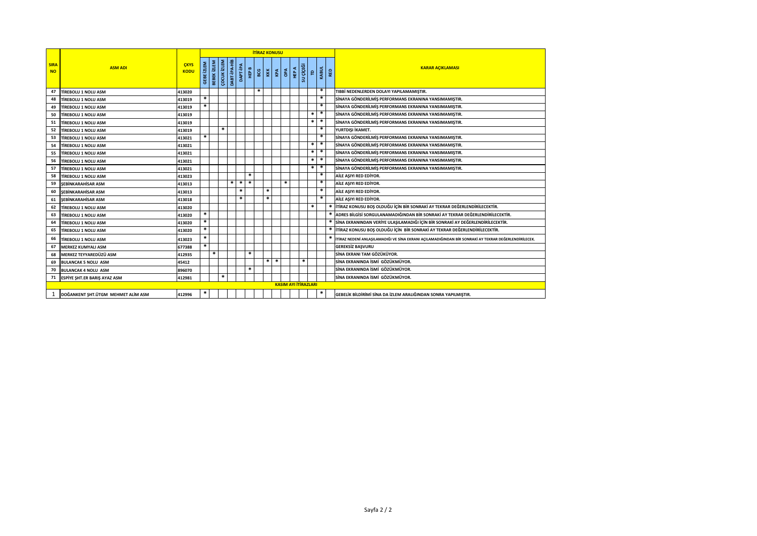| SIRA NO | ASM ADI | ÇKYS KODU | İTİRAZ KONUSU | | | | | | | | | | | | | | | KARAR AÇIKLAMASI |
|---|---|---|---|---|---|---|---|---|---|---|---|---|---|---|---|---|---|---|
| | | | GEBE İZLEM | BEBEK İZLEM | ÇOCUK İZLEM | DABT-İPA-HİB | DAPT İPA | HEP B | BCG | KKK | KPA | OPA | HEP A | SU ÇİÇEĞİ | TD | KABUL | RED | |
| 47 | TİREBOLU 1 NOLU ASM | 413020 | | | | | | | * | | | | | | | * | | TIBBİ NEDENLERDEN DOLAYI YAPILAMAMIŞTIR. |
| 48 | TİREBOLU 1 NOLU ASM | 413019 | * | | | | | | | | | | | | | * | | SİNAYA GÖNDERİLMİŞ PERFORMANS EKRANINA YANSIMAMIŞTIR. |
| 49 | TİREBOLU 1 NOLU ASM | 413019 | * | | | | | | | | | | | | | * | | SİNAYA GÖNDERİLMİŞ PERFORMANS EKRANINA YANSIMAMIŞTIR. |
| 50 | TİREBOLU 1 NOLU ASM | 413019 | | | | | | | | | | | | | * | * | | SİNAYA GÖNDERİLMİŞ PERFORMANS EKRANINA YANSIMAMIŞTIR. |
| 51 | TİREBOLU 1 NOLU ASM | 413019 | | | | | | | | | | | | | * | * | | SİNAYA GÖNDERİLMİŞ PERFORMANS EKRANINA YANSIMAMIŞTIR. |
| 52 | TİREBOLU 1 NOLU ASM | 413019 | | | * | | | | | | | | | | | * | | YURTDIŞI İKAMET. |
| 53 | TİREBOLU 1 NOLU ASM | 413021 | * | | | | | | | | | | | | | * | | SİNAYA GÖNDERİLMİŞ PERFORMANS EKRANINA YANSIMAMIŞTIR. |
| 54 | TİREBOLU 1 NOLU ASM | 413021 | | | | | | | | | | | | | * | * | | SİNAYA GÖNDERİLMİŞ PERFORMANS EKRANINA YANSIMAMIŞTIR. |
| 55 | TİREBOLU 1 NOLU ASM | 413021 | | | | | | | | | | | | | * | * | | SİNAYA GÖNDERİLMİŞ PERFORMANS EKRANINA YANSIMAMIŞTIR. |
| 56 | TİREBOLU 1 NOLU ASM | 413021 | | | | | | | | | | | | | * | * | | SİNAYA GÖNDERİLMİŞ PERFORMANS EKRANINA YANSIMAMIŞTIR. |
| 57 | TİREBOLU 1 NOLU ASM | 413021 | | | | | | | | | | | | | * | * | | SİNAYA GÖNDERİLMİŞ PERFORMANS EKRANINA YANSIMAMIŞTIR. |
| 58 | TİREBOLU 1 NOLU ASM | 413023 | | | | | | * | | | | | | | | * | | AİLE AŞIYI RED EDİYOR. |
| 59 | ŞEBİNKARAHİSAR ASM | 413013 | | | | * | * | * | | | | * | | | | * | | AİLE AŞIYI RED EDİYOR. |
| 60 | ŞEBİNKARAHİSAR ASM | 413013 | | | | | * | | | * | | | | | | * | | AİLE AŞIYI RED EDİYOR. |
| 61 | ŞEBİNKARAHİSAR ASM | 413018 | | | | | * | | | * | | | | | | * | | AİLE AŞIYI RED EDİYOR. |
| 62 | TİREBOLU 1 NOLU ASM | 413020 | | | | | | | | | | | | | * | | * | İTİRAZ KONUSU BOŞ OLDUĞU İÇİN BİR SONRAKİ AY TEKRAR DEĞERLENDİRİLECEKTİR. |
| 63 | TİREBOLU 1 NOLU ASM | 413020 | * | | | | | | | | | | | | | | * | ADRES BİLGİSİ SORGULANAMADIĞINDAN BİR SONRAKİ AY TEKRAR DEĞERLENDİRİLECEKTİR. |
| 64 | TİREBOLU 1 NOLU ASM | 413020 | * | | | | | | | | | | | | | | * | SİNA EKRANINDAN VERİYE ULAŞILAMADIĞI İÇİN BİR SONRAKİ AY DEĞERLENDİRİLECEKTİR. |
| 65 | TİREBOLU 1 NOLU ASM | 413020 | * | | | | | | | | | | | | | | * | İTİRAZ KONUSU BOŞ OLDUĞU İÇİN BİR SONRAKİ AY TEKRAR DEĞERLENDİRİLECEKTİR. |
| 66 | TİREBOLU 1 NOLU ASM | 413023 | * | | | | | | | | | | | | | | * | İTİRAZ NEDENİ ANLAŞILAMADIĞI VE SİNA EKRANI AÇILAMADIĞINDAN BİR SONRAKİ AY TEKRAR DEĞERLENDİRİLECEK. |
| 67 | MERKEZ KUMYALI ASM | 677388 | * | | | | | | | | | | | | | | | GEREKSİZ BAŞVURU |
| 68 | MERKEZ TEYYAREDÜZÜ ASM | 412935 | | * | | | | * | | | | | | | | | | SİNA EKRANI TAM GÖZÜKÜYOR. |
| 69 | BULANCAK 5 NOLU ASM | 45412 | | | | | | | | * | * | | | * | | | | SİNA EKRANINDA İSMİ GÖZÜKMÜYOR. |
| 70 | BULANCAK 4 NOLU ASM | 896070 | | | | | | * | | | | | | | | | | SİNA EKRANINDA İSMİ GÖZÜKMÜYOR. |
| 71 | ESPİYE ŞHT.ER BARIŞ AYAZ ASM | 412981 | | | * | | | | | | | | | | | | | SİNA EKRANINDA İSMİ GÖZÜKMÜYOR. |
| | | | KASIM AYI İTİRAZLARI | | | | | | | | | | | | | | | |
| 1 | DOĞANKENT ŞHT.ÜTGM MEHMET ALİM ASM | 412996 | * | | | | | | | | | | | | | * | | GEBELİK BİLDİRİMİ SİNA DA İZLEM ARALIĞINDAN SONRA YAPILMIŞTIR. |